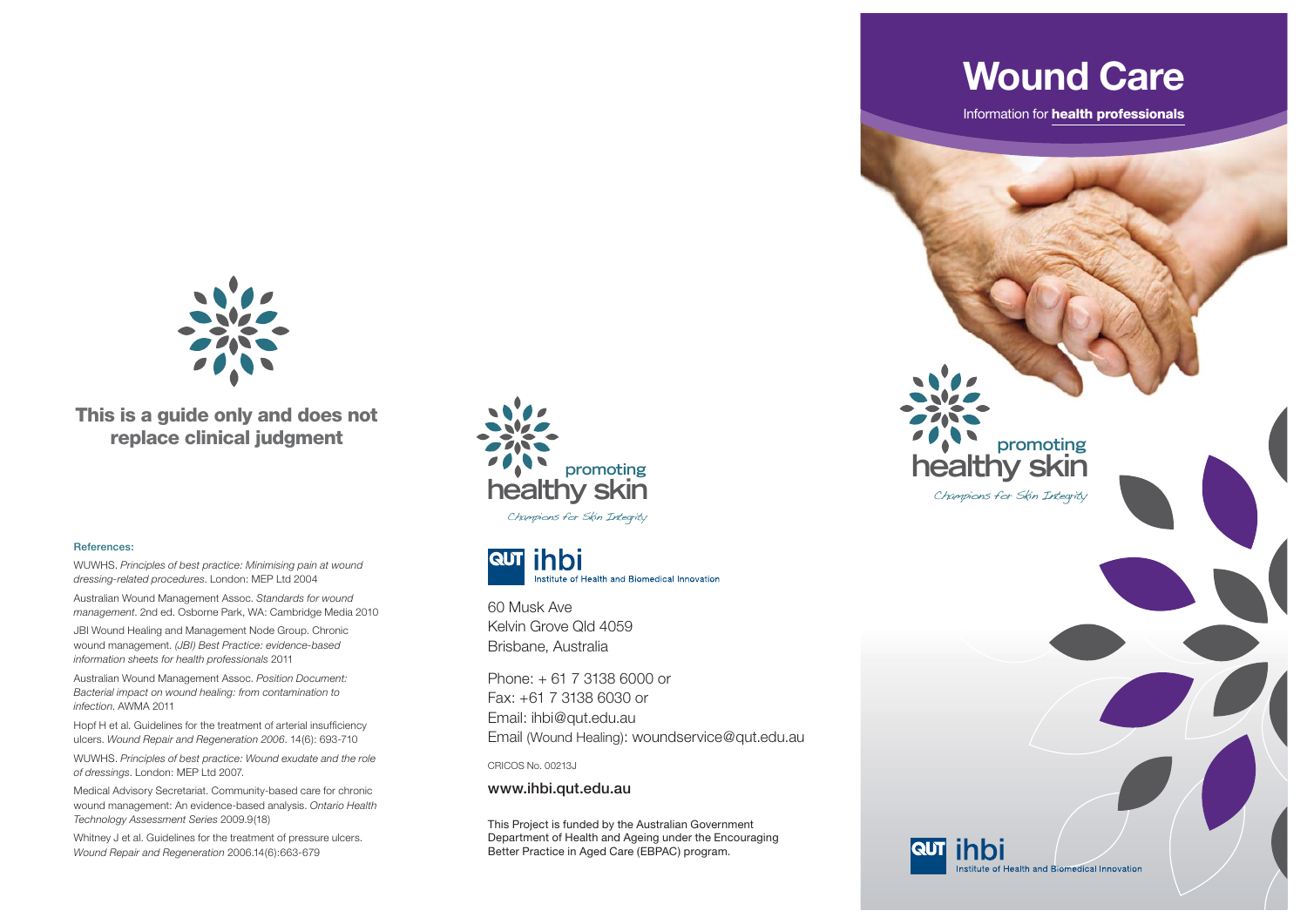**This is a guide only and does not replace clinical judgment**

#### References:

WUWHS. *Principles of best practice: Minimising pain at wound dressing-related procedures*. London: MEP Ltd 2004

Australian Wound Management Assoc. *Standards for wound management*. 2nd ed. Osborne Park, WA: Cambridge Media 2010

JBI Wound Healing and Management Node Group. Chronic wound management. *(JBI) Best Practice: evidence-based information sheets for health professionals* 2011

Australian Wound Management Assoc. *Position Document: Bacterial impact on wound healing: from contamination to infection*. AWMA 2011

Hopf H et al. Guidelines for the treatment of arterial insufficiency ulcers. *Wound Repair and Regeneration 2006*. 14(6): 693-710

WUWHS. *Principles of best practice: Wound exudate and the role of dressings*. London: MEP Ltd 2007.

Medical Advisory Secretariat. Community-based care for chronic wound management: An evidence-based analysis. *Ontario Health Technology Assessment Series* 2009.9(18)

Whitney J et al. Guidelines for the treatment of pressure ulcers. *Wound Repair and Regeneration* 2006.14(6):663-679

promoting healthy skin
*Champions for Skin Integrity*

QUT ihbi
Institute of Health and Biomedical Innovation

60 Musk Ave
Kelvin Grove Qld 4059
Brisbane, Australia

Phone: + 61 7 3138 6000 or
Fax: +61 7 3138 6030 or
Email: ihbi@qut.edu.au
Email (Wound Healing): woundservice@qut.edu.au

CRICOS No. 00213J

**www.ihbi.qut.edu.au**

This Project is funded by the Australian Government Department of Health and Ageing under the Encouraging Better Practice in Aged Care (EBPAC) program.

# Wound Care

Information for **health professionals**

promoting healthy skin
*Champions for Skin Integrity*

QUT ihbi
Institute of Health and Biomedical Innovation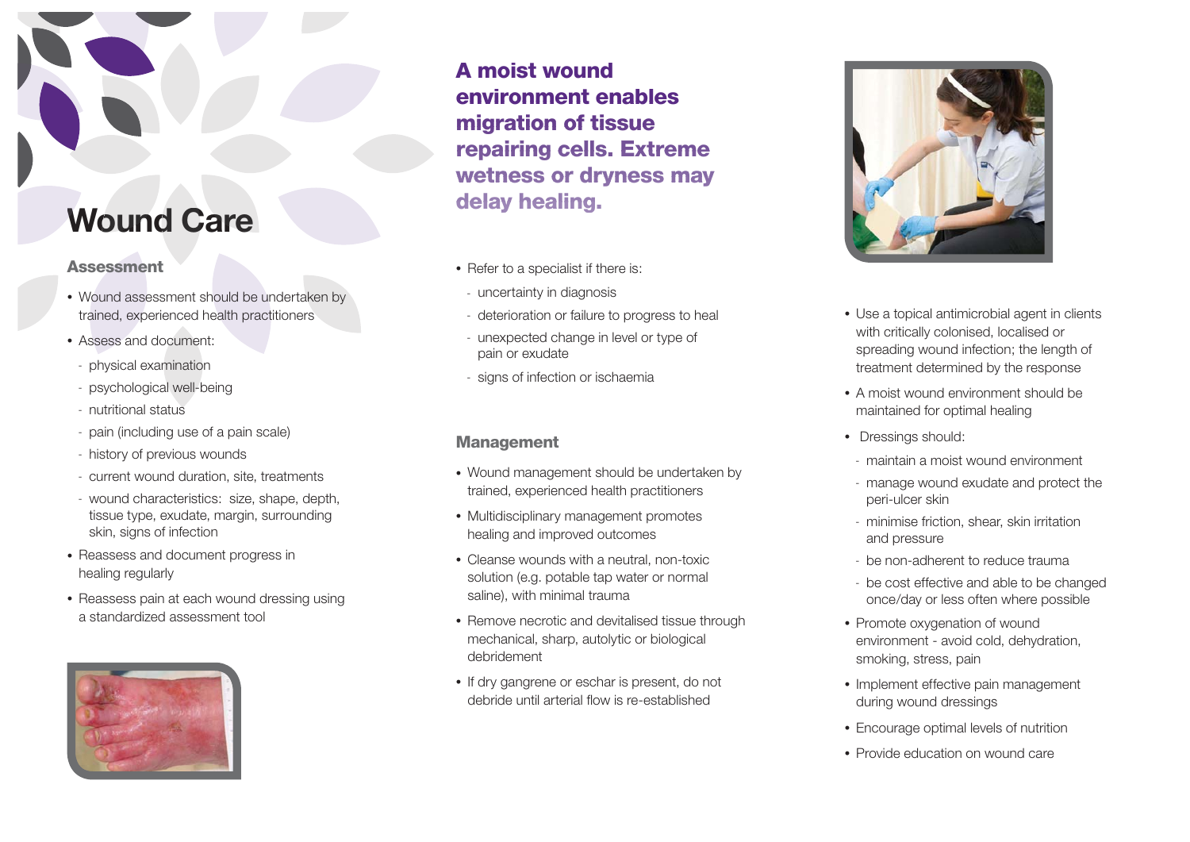# Wound Care

## Assessment

- Wound assessment should be undertaken by trained, experienced health practitioners
- Assess and document:
  - physical examination
  - psychological well-being
  - nutritional status
  - pain (including use of a pain scale)
  - history of previous wounds
  - current wound duration, site, treatments
  - wound characteristics: size, shape, depth, tissue type, exudate, margin, surrounding skin, signs of infection
- Reassess and document progress in healing regularly
- Reassess pain at each wound dressing using a standardized assessment tool

**A moist wound environment enables migration of tissue repairing cells. Extreme wetness or dryness may delay healing.**

- Refer to a specialist if there is:
  - uncertainty in diagnosis
  - deterioration or failure to progress to heal
  - unexpected change in level or type of pain or exudate
  - signs of infection or ischaemia

## Management

- Wound management should be undertaken by trained, experienced health practitioners
- Multidisciplinary management promotes healing and improved outcomes
- Cleanse wounds with a neutral, non-toxic solution (e.g. potable tap water or normal saline), with minimal trauma
- Remove necrotic and devitalised tissue through mechanical, sharp, autolytic or biological debridement
- If dry gangrene or eschar is present, do not debride until arterial flow is re-established
- Use a topical antimicrobial agent in clients with critically colonised, localised or spreading wound infection; the length of treatment determined by the response
- A moist wound environment should be maintained for optimal healing
- Dressings should:
  - maintain a moist wound environment
  - manage wound exudate and protect the peri-ulcer skin
  - minimise friction, shear, skin irritation and pressure
  - be non-adherent to reduce trauma
  - be cost effective and able to be changed once/day or less often where possible
- Promote oxygenation of wound environment - avoid cold, dehydration, smoking, stress, pain
- Implement effective pain management during wound dressings
- Encourage optimal levels of nutrition
- Provide education on wound care